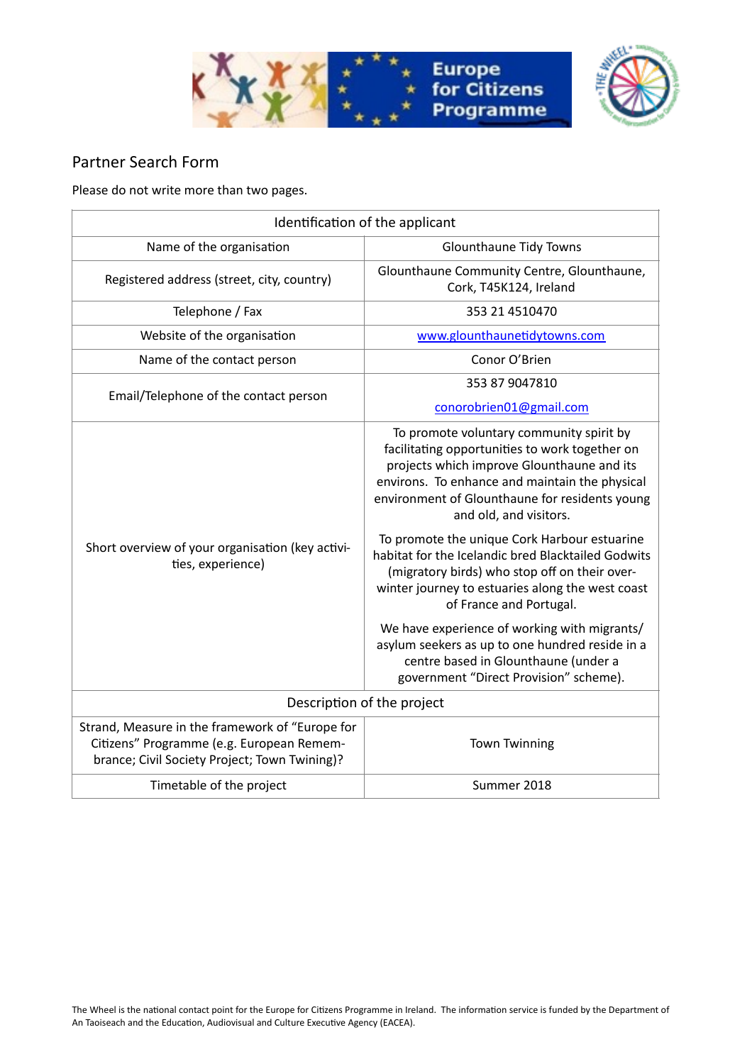## Partner Search Form

Please do not write more than two pages.

| Identification of the applicant | |
|---|---|
| Name of the organisation | Glounthaune Tidy Towns |
| Registered address (street, city, country) | Glounthaune Community Centre, Glounthaune, Cork, T45K124, Ireland |
| Telephone / Fax | 353 21 4510470 |
| Website of the organisation | www.glounthaunetidytowns.com |
| Name of the contact person | Conor O'Brien |
| Email/Telephone of the contact person | 353 87 9047810<br>conorobrien01@gmail.com |
| Short overview of your organisation (key activities, experience) | To promote voluntary community spirit by facilitating opportunities to work together on projects which improve Glounthaune and its environs. To enhance and maintain the physical environment of Glounthaune for residents young and old, and visitors.<br><br>To promote the unique Cork Harbour estuarine habitat for the Icelandic bred Blacktailed Godwits (migratory birds) who stop off on their over-winter journey to estuaries along the west coast of France and Portugal.<br><br>We have experience of working with migrants/ asylum seekers as up to one hundred reside in a centre based in Glounthaune (under a government "Direct Provision" scheme). |
| **Description of the project** | |
| Strand, Measure in the framework of "Europe for Citizens" Programme (e.g. European Remembrance; Civil Society Project; Town Twining)? | Town Twinning |
| Timetable of the project | Summer 2018 |

The Wheel is the national contact point for the Europe for Citizens Programme in Ireland. The information service is funded by the Department of An Taoiseach and the Education, Audiovisual and Culture Executive Agency (EACEA).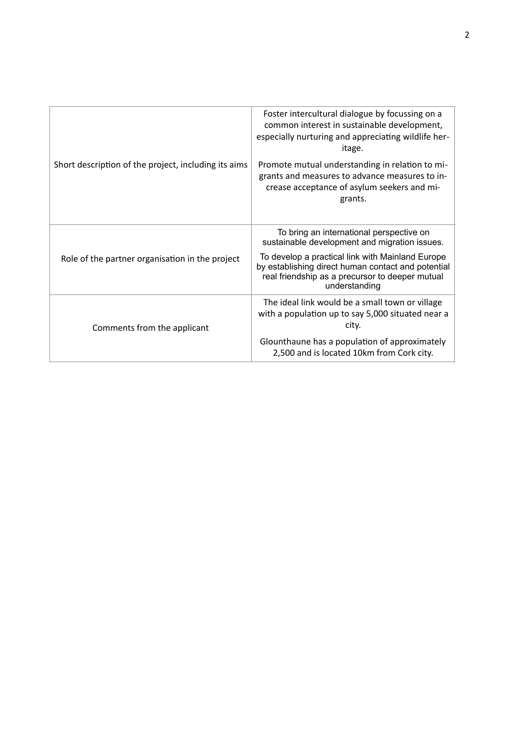| | |
|---|---|
| Short description of the project, including its aims | Foster intercultural dialogue by focussing on a common interest in sustainable development, especially nurturing and appreciating wildlife heritage.<br><br>Promote mutual understanding in relation to migrants and measures to advance measures to increase acceptance of asylum seekers and migrants. |
| Role of the partner organisation in the project | To bring an international perspective on sustainable development and migration issues.<br><br>To develop a practical link with Mainland Europe by establishing direct human contact and potential real friendship as a precursor to deeper mutual understanding |
| Comments from the applicant | The ideal link would be a small town or village with a population up to say 5,000 situated near a city.<br><br>Glounthaune has a population of approximately 2,500 and is located 10km from Cork city. |